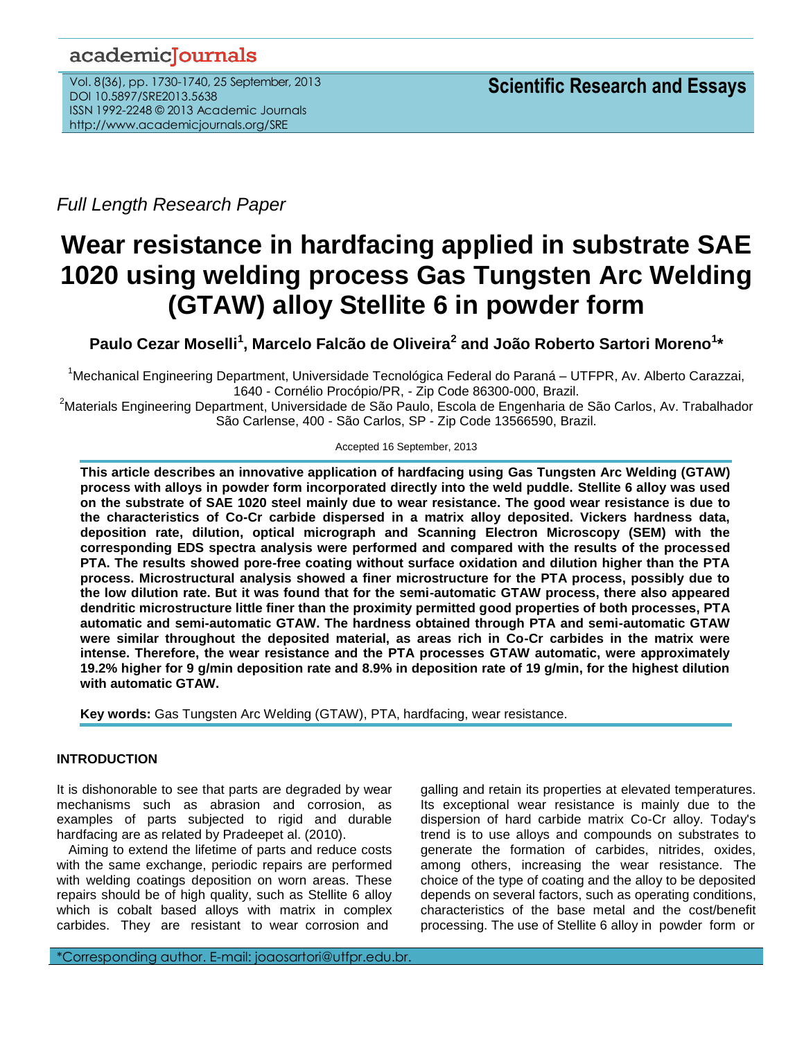*Full Length Research Paper*

# Wear resistance in hardfacing applied in substrate SAE 1020 using welding process Gas Tungsten Arc Welding (GTAW) alloy Stellite 6 in powder form

**Paulo Cezar Moselli[1], Marcelo Falcão de Oliveira[2] and João Roberto Sartori Moreno[1]***

[1]Mechanical Engineering Department, Universidade Tecnológica Federal do Paraná – UTFPR, Av. Alberto Carazzai, 1640 - Cornélio Procópio/PR, - Zip Code 86300-000, Brazil.

[2]Materials Engineering Department, Universidade de São Paulo, Escola de Engenharia de São Carlos, Av. Trabalhador São Carlense, 400 - São Carlos, SP - Zip Code 13566590, Brazil.

Accepted 16 September, 2013

**This article describes an innovative application of hardfacing using Gas Tungsten Arc Welding (GTAW) process with alloys in powder form incorporated directly into the weld puddle. Stellite 6 alloy was used on the substrate of SAE 1020 steel mainly due to wear resistance. The good wear resistance is due to the characteristics of Co-Cr carbide dispersed in a matrix alloy deposited. Vickers hardness data, deposition rate, dilution, optical micrograph and Scanning Electron Microscopy (SEM) with the corresponding EDS spectra analysis were performed and compared with the results of the processed PTA. The results showed pore-free coating without surface oxidation and dilution higher than the PTA process. Microstructural analysis showed a finer microstructure for the PTA process, possibly due to the low dilution rate. But it was found that for the semi-automatic GTAW process, there also appeared dendritic microstructure little finer than the proximity permitted good properties of both processes, PTA automatic and semi-automatic GTAW. The hardness obtained through PTA and semi-automatic GTAW were similar throughout the deposited material, as areas rich in Co-Cr carbides in the matrix were intense. Therefore, the wear resistance and the PTA processes GTAW automatic, were approximately 19.2% higher for 9 g/min deposition rate and 8.9% in deposition rate of 19 g/min, for the highest dilution with automatic GTAW.**

**Key words:** Gas Tungsten Arc Welding (GTAW), PTA, hardfacing, wear resistance.

## INTRODUCTION

It is dishonorable to see that parts are degraded by wear mechanisms such as abrasion and corrosion, as examples of parts subjected to rigid and durable hardfacing are as related by Pradeepet al. (2010).

Aiming to extend the lifetime of parts and reduce costs with the same exchange, periodic repairs are performed with welding coatings deposition on worn areas. These repairs should be of high quality, such as Stellite 6 alloy which is cobalt based alloys with matrix in complex carbides. They are resistant to wear corrosion and galling and retain its properties at elevated temperatures. Its exceptional wear resistance is mainly due to the dispersion of hard carbide matrix Co-Cr alloy. Today's trend is to use alloys and compounds on substrates to generate the formation of carbides, nitrides, oxides, among others, increasing the wear resistance. The choice of the type of coating and the alloy to be deposited depends on several factors, such as operating conditions, characteristics of the base metal and the cost/benefit processing. The use of Stellite 6 alloy in powder form or

*Corresponding author. E-mail: joaosartori@utfpr.edu.br.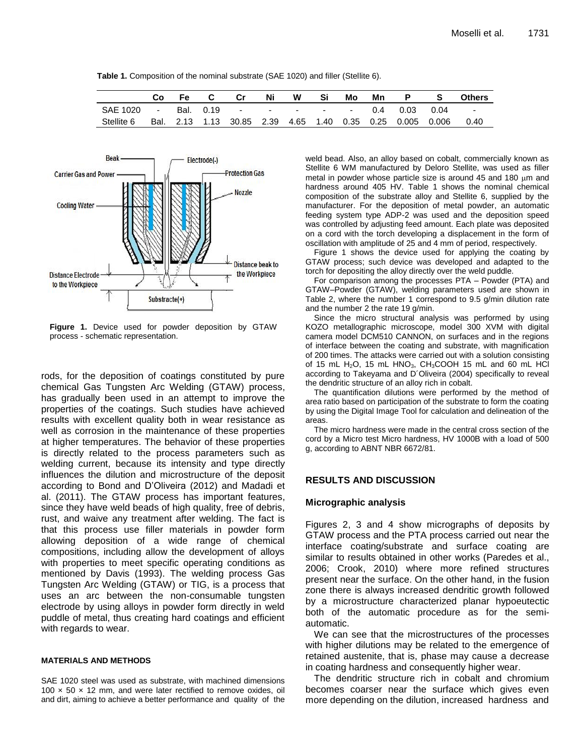**Table 1.** Composition of the nominal substrate (SAE 1020) and filler (Stellite 6).

| | Co | Fe | C | Cr | Ni | W | Si | Mo | Mn | P | S | Others |
|---|---|---|---|---|---|---|---|---|---|---|---|---|
| SAE 1020 | - | Bal. | 0.19 | - | - | - | - | - | 0.4 | 0.03 | 0.04 | - |
| Stellite 6 | Bal. | 2.13 | 1.13 | 30.85 | 2.39 | 4.65 | 1.40 | 0.35 | 0.25 | 0.005 | 0.006 | 0.40 |

**Figure 1.** Device used for powder deposition by GTAW process - schematic representation.

rods, for the deposition of coatings constituted by pure chemical Gas Tungsten Arc Welding (GTAW) process, has gradually been used in an attempt to improve the properties of the coatings. Such studies have achieved results with excellent quality both in wear resistance as well as corrosion in the maintenance of these properties at higher temperatures. The behavior of these properties is directly related to the process parameters such as welding current, because its intensity and type directly influences the dilution and microstructure of the deposit according to Bond and D'Oliveira (2012) and Madadi et al. (2011). The GTAW process has important features, since they have weld beads of high quality, free of debris, rust, and waive any treatment after welding. The fact is that this process use filler materials in powder form allowing deposition of a wide range of chemical compositions, including allow the development of alloys with properties to meet specific operating conditions as mentioned by Davis (1993). The welding process Gas Tungsten Arc Welding (GTAW) or TIG, is a process that uses an arc between the non-consumable tungsten electrode by using alloys in powder form directly in weld puddle of metal, thus creating hard coatings and efficient with regards to wear.

## MATERIALS AND METHODS

SAE 1020 steel was used as substrate, with machined dimensions 100 × 50 × 12 mm, and were later rectified to remove oxides, oil and dirt, aiming to achieve a better performance and quality of the weld bead. Also, an alloy based on cobalt, commercially known as Stellite 6 WM manufactured by Deloro Stellite, was used as filler metal in powder whose particle size is around 45 and 180 μm and hardness around 405 HV. Table 1 shows the nominal chemical composition of the substrate alloy and Stellite 6, supplied by the manufacturer. For the deposition of metal powder, an automatic feeding system type ADP-2 was used and the deposition speed was controlled by adjusting feed amount. Each plate was deposited on a cord with the torch developing a displacement in the form of oscillation with amplitude of 25 and 4 mm of period, respectively.

Figure 1 shows the device used for applying the coating by GTAW process; such device was developed and adapted to the torch for depositing the alloy directly over the weld puddle.

For comparison among the processes PTA – Powder (PTA) and GTAW–Powder (GTAW), welding parameters used are shown in Table 2, where the number 1 correspond to 9.5 g/min dilution rate and the number 2 the rate 19 g/min.

Since the micro structural analysis was performed by using KOZO metallographic microscope, model 300 XVM with digital camera model DCM510 CANNON, on surfaces and in the regions of interface between the coating and substrate, with magnification of 200 times. The attacks were carried out with a solution consisting of 15 mL $H_2O$, 15 mL $HNO_3$, $CH_3COOH$ 15 mL and 60 mL HCl according to Takeyama and D´Oliveira (2004) specifically to reveal the dendritic structure of an alloy rich in cobalt.

The quantification dilutions were performed by the method of area ratio based on participation of the substrate to form the coating by using the Digital Image Tool for calculation and delineation of the areas.

The micro hardness were made in the central cross section of the cord by a Micro test Micro hardness, HV 1000B with a load of 500 g, according to ABNT NBR 6672/81.

## RESULTS AND DISCUSSION

### Micrographic analysis

Figures 2, 3 and 4 show micrographs of deposits by GTAW process and the PTA process carried out near the interface coating/substrate and surface coating are similar to results obtained in other works (Paredes et al., 2006; Crook, 2010) where more refined structures present near the surface. On the other hand, in the fusion zone there is always increased dendritic growth followed by a microstructure characterized planar hypoeutectic both of the automatic procedure as for the semi-automatic.

We can see that the microstructures of the processes with higher dilutions may be related to the emergence of retained austenite, that is, phase may cause a decrease in coating hardness and consequently higher wear.

The dendritic structure rich in cobalt and chromium becomes coarser near the surface which gives even more depending on the dilution, increased hardness and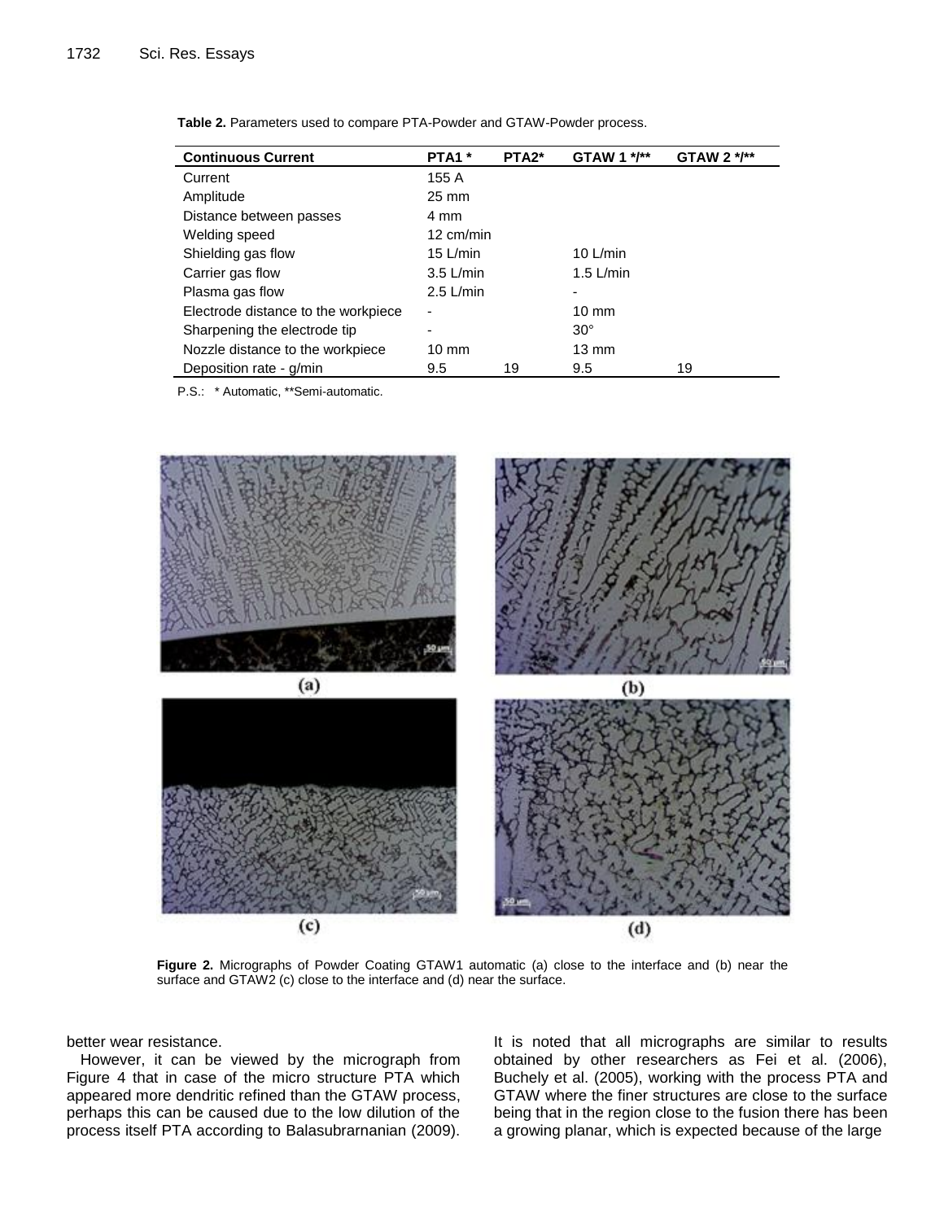**Table 2.** Parameters used to compare PTA-Powder and GTAW-Powder process.

| Continuous Current | PTA1 * | PTA2* | GTAW 1 */** | GTAW 2 */** |
|---|---|---|---|---|
| Current | 155 A | | | |
| Amplitude | 25 mm | | | |
| Distance between passes | 4 mm | | | |
| Welding speed | 12 cm/min | | | |
| Shielding gas flow | 15 L/min | | 10 L/min | |
| Carrier gas flow | 3.5 L/min | | 1.5 L/min | |
| Plasma gas flow | 2.5 L/min | | - | |
| Electrode distance to the workpiece | - | | 10 mm | |
| Sharpening the electrode tip | - | | 30° | |
| Nozzle distance to the workpiece | 10 mm | | 13 mm | |
| Deposition rate - g/min | 9.5 | 19 | 9.5 | 19 |

P.S.: * Automatic, **Semi-automatic.

**Figure 2.** Micrographs of Powder Coating GTAW1 automatic (a) close to the interface and (b) near the surface and GTAW2 (c) close to the interface and (d) near the surface.

better wear resistance.

However, it can be viewed by the micrograph from Figure 4 that in case of the micro structure PTA which appeared more dendritic refined than the GTAW process, perhaps this can be caused due to the low dilution of the process itself PTA according to Balasubrarnanian (2009).

It is noted that all micrographs are similar to results obtained by other researchers as Fei et al. (2006), Buchely et al. (2005), working with the process PTA and GTAW where the finer structures are close to the surface being that in the region close to the fusion there has been a growing planar, which is expected because of the large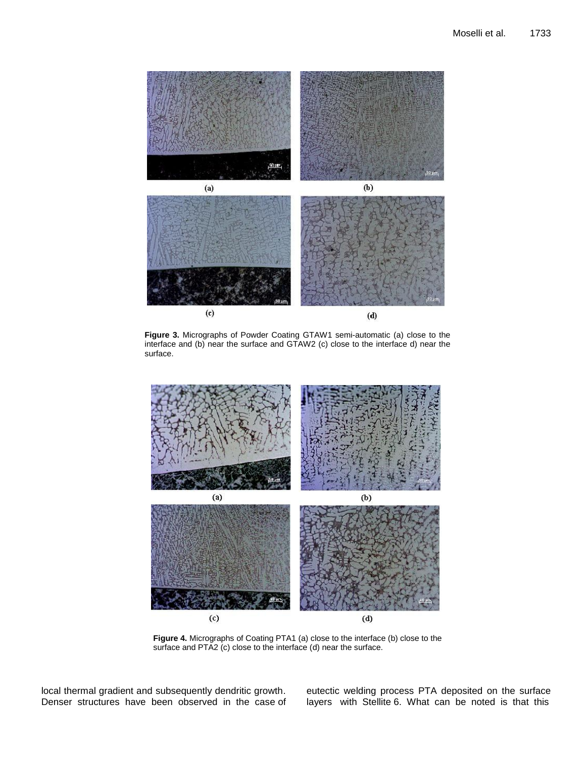(a)

(b)

(c)

(d)

**Figure 3.** Micrographs of Powder Coating GTAW1 semi-automatic (a) close to the interface and (b) near the surface and GTAW2 (c) close to the interface d) near the surface.

(a)

(b)

(c)

(d)

**Figure 4.** Micrographs of Coating PTA1 (a) close to the interface (b) close to the surface and PTA2 (c) close to the interface (d) near the surface.

local thermal gradient and subsequently dendritic growth. Denser structures have been observed in the case of eutectic welding process PTA deposited on the surface layers with Stellite 6. What can be noted is that this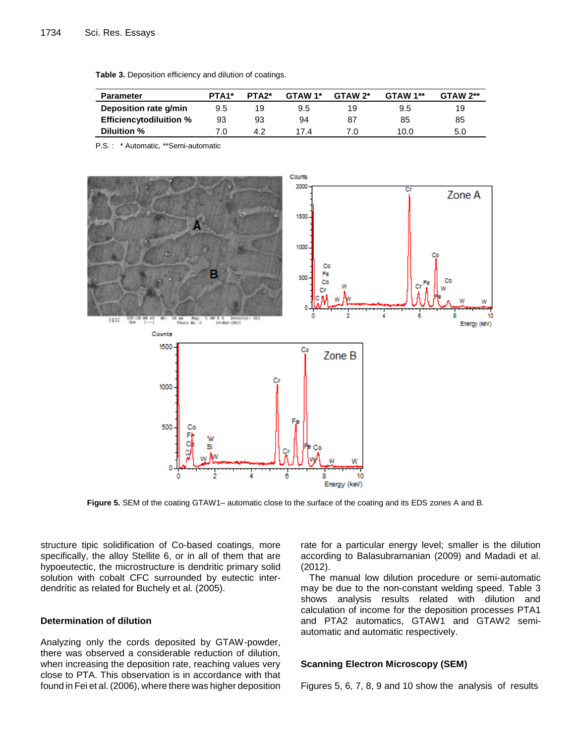**Table 3.** Deposition efficiency and dilution of coatings.

| Parameter | PTA1* | PTA2* | GTAW 1* | GTAW 2* | GTAW 1** | GTAW 2** |
|---|---|---|---|---|---|---|
| **Deposition rate g/min** | 9.5 | 19 | 9.5 | 19 | 9.5 | 19 |
| **Efficiencytodiluition %** | 93 | 93 | 94 | 87 | 85 | 85 |
| **Diluition %** | 7.0 | 4.2 | 17.4 | 7.0 | 10.0 | 5.0 |

P.S. :   * Automatic, **Semi-automatic

**Figure 5.** SEM of the coating GTAW1– automatic close to the surface of the coating and its EDS zones A and B.

structure tipic solidification of Co-based coatings, more specifically, the alloy Stellite 6, or in all of them that are hypoeutectic, the microstructure is dendritic primary solid solution with cobalt CFC surrounded by eutectic inter-dendrític as related for Buchely et al. (2005).

### Determination of dilution

Analyzing only the cords deposited by GTAW-powder, there was observed a considerable reduction of dilution, when increasing the deposition rate, reaching values very close to PTA. This observation is in accordance with that found in Fei et al. (2006), where there was higher deposition rate for a particular energy level; smaller is the dilution according to Balasubrarnanian (2009) and Madadi et al. (2012).

The manual low dilution procedure or semi-automatic may be due to the non-constant welding speed. Table 3 shows analysis results related with dilution and calculation of income for the deposition processes PTA1 and PTA2 automatics, GTAW1 and GTAW2 semi-automatic and automatic respectively.

### Scanning Electron Microscopy (SEM)

Figures 5, 6, 7, 8, 9 and 10 show the analysis of results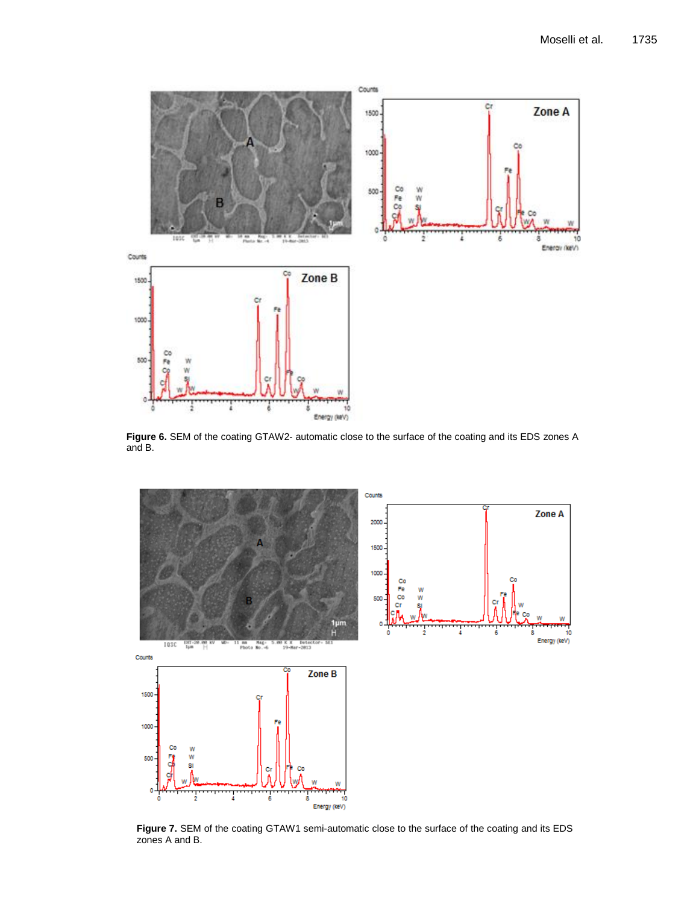**Figure 6.** SEM of the coating GTAW2- automatic close to the surface of the coating and its EDS zones A and B.

**Figure 7.** SEM of the coating GTAW1 semi-automatic close to the surface of the coating and its EDS zones A and B.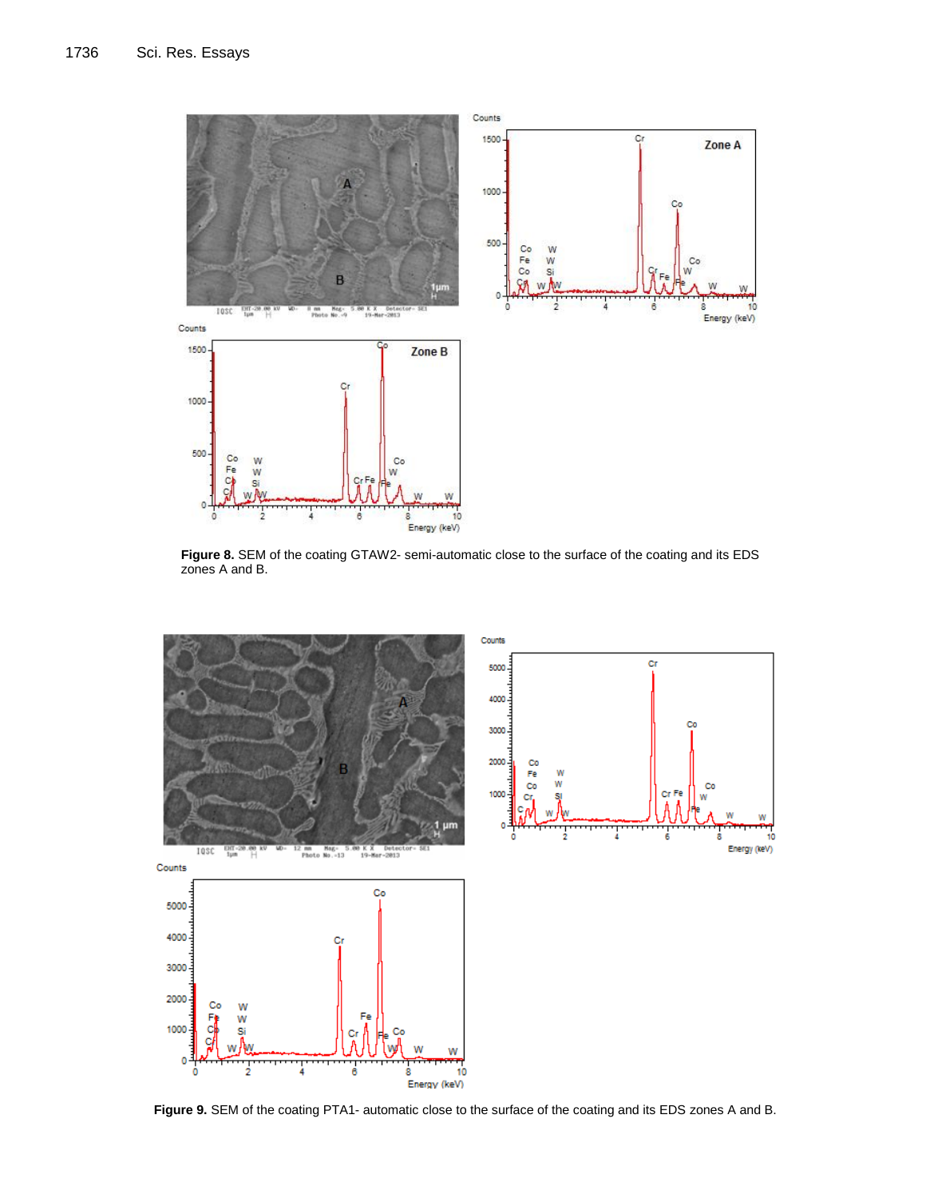**Figure 8.** SEM of the coating GTAW2- semi-automatic close to the surface of the coating and its EDS zones A and B.

**Figure 9.** SEM of the coating PTA1- automatic close to the surface of the coating and its EDS zones A and B.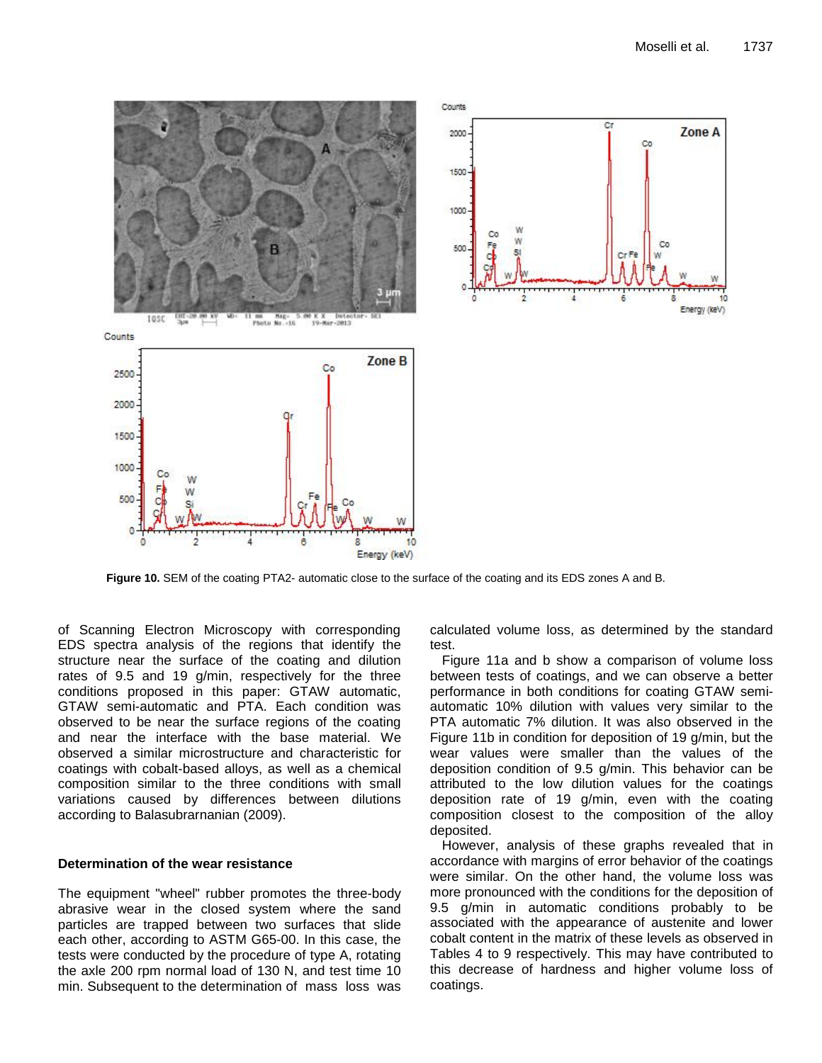**Figure 10.** SEM of the coating PTA2- automatic close to the surface of the coating and its EDS zones A and B.

of Scanning Electron Microscopy with corresponding EDS spectra analysis of the regions that identify the structure near the surface of the coating and dilution rates of 9.5 and 19 g/min, respectively for the three conditions proposed in this paper: GTAW automatic, GTAW semi-automatic and PTA. Each condition was observed to be near the surface regions of the coating and near the interface with the base material. We observed a similar microstructure and characteristic for coatings with cobalt-based alloys, as well as a chemical composition similar to the three conditions with small variations caused by differences between dilutions according to Balasubrarnanian (2009).

### Determination of the wear resistance

The equipment "wheel" rubber promotes the three-body abrasive wear in the closed system where the sand particles are trapped between two surfaces that slide each other, according to ASTM G65-00. In this case, the tests were conducted by the procedure of type A, rotating the axle 200 rpm normal load of 130 N, and test time 10 min. Subsequent to the determination of mass loss was calculated volume loss, as determined by the standard test.

Figure 11a and b show a comparison of volume loss between tests of coatings, and we can observe a better performance in both conditions for coating GTAW semi-automatic 10% dilution with values very similar to the PTA automatic 7% dilution. It was also observed in the Figure 11b in condition for deposition of 19 g/min, but the wear values were smaller than the values of the deposition condition of 9.5 g/min. This behavior can be attributed to the low dilution values for the coatings deposition rate of 19 g/min, even with the coating composition closest to the composition of the alloy deposited.

However, analysis of these graphs revealed that in accordance with margins of error behavior of the coatings were similar. On the other hand, the volume loss was more pronounced with the conditions for the deposition of 9.5 g/min in automatic conditions probably to be associated with the appearance of austenite and lower cobalt content in the matrix of these levels as observed in Tables 4 to 9 respectively. This may have contributed to this decrease of hardness and higher volume loss of coatings.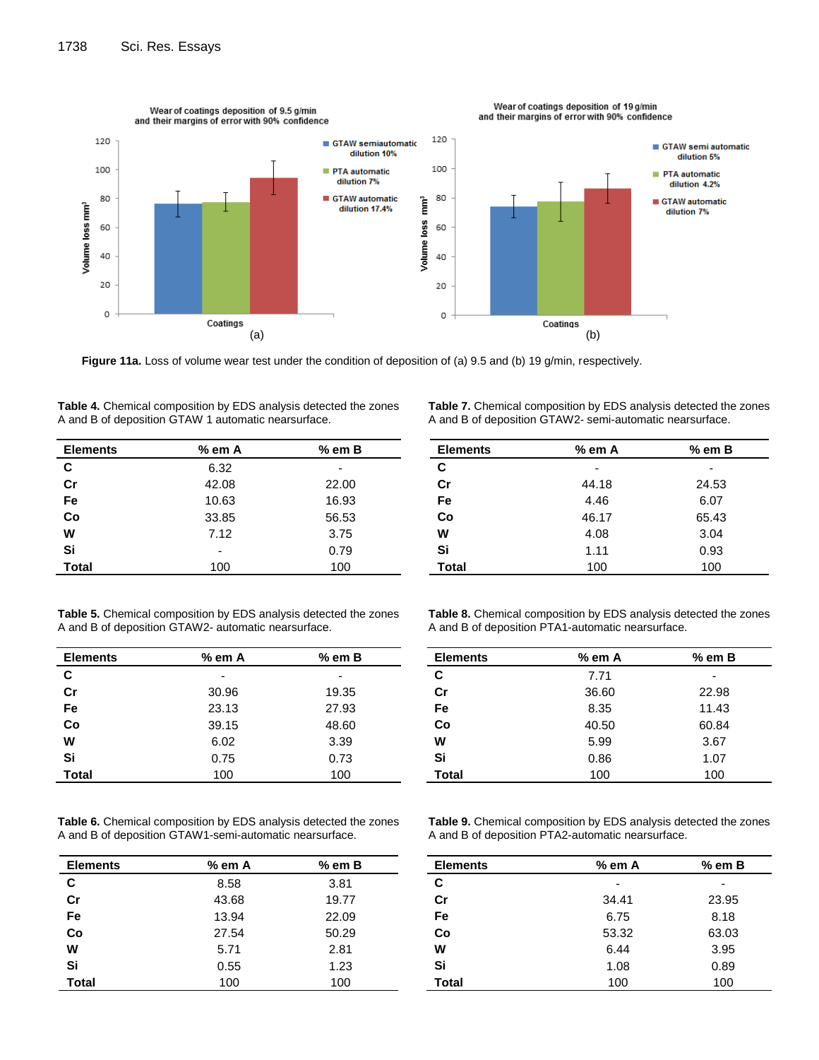Figure 11a. Loss of volume wear test under the condition of deposition of (a) 9.5 and (b) 19 g/min, respectively.

**Table 4.** Chemical composition by EDS analysis detected the zones A and B of deposition GTAW 1 automatic nearsurface.

| Elements | % em A | % em B |
|---|---|---|
| C | 6.32 | - |
| Cr | 42.08 | 22.00 |
| Fe | 10.63 | 16.93 |
| Co | 33.85 | 56.53 |
| W | 7.12 | 3.75 |
| Si | - | 0.79 |
| Total | 100 | 100 |

**Table 5.** Chemical composition by EDS analysis detected the zones A and B of deposition GTAW2- automatic nearsurface.

| Elements | % em A | % em B |
|---|---|---|
| C | - | - |
| Cr | 30.96 | 19.35 |
| Fe | 23.13 | 27.93 |
| Co | 39.15 | 48.60 |
| W | 6.02 | 3.39 |
| Si | 0.75 | 0.73 |
| Total | 100 | 100 |

**Table 6.** Chemical composition by EDS analysis detected the zones A and B of deposition GTAW1-semi-automatic nearsurface.

| Elements | % em A | % em B |
|---|---|---|
| C | 8.58 | 3.81 |
| Cr | 43.68 | 19.77 |
| Fe | 13.94 | 22.09 |
| Co | 27.54 | 50.29 |
| W | 5.71 | 2.81 |
| Si | 0.55 | 1.23 |
| Total | 100 | 100 |

**Table 7.** Chemical composition by EDS analysis detected the zones A and B of deposition GTAW2- semi-automatic nearsurface.

| Elements | % em A | % em B |
|---|---|---|
| C | - | - |
| Cr | 44.18 | 24.53 |
| Fe | 4.46 | 6.07 |
| Co | 46.17 | 65.43 |
| W | 4.08 | 3.04 |
| Si | 1.11 | 0.93 |
| Total | 100 | 100 |

**Table 8.** Chemical composition by EDS analysis detected the zones A and B of deposition PTA1-automatic nearsurface.

| Elements | % em A | % em B |
|---|---|---|
| C | 7.71 | - |
| Cr | 36.60 | 22.98 |
| Fe | 8.35 | 11.43 |
| Co | 40.50 | 60.84 |
| W | 5.99 | 3.67 |
| Si | 0.86 | 1.07 |
| Total | 100 | 100 |

**Table 9.** Chemical composition by EDS analysis detected the zones A and B of deposition PTA2-automatic nearsurface.

| Elements | % em A | % em B |
|---|---|---|
| C | - | - |
| Cr | 34.41 | 23.95 |
| Fe | 6.75 | 8.18 |
| Co | 53.32 | 63.03 |
| W | 6.44 | 3.95 |
| Si | 1.08 | 0.89 |
| Total | 100 | 100 |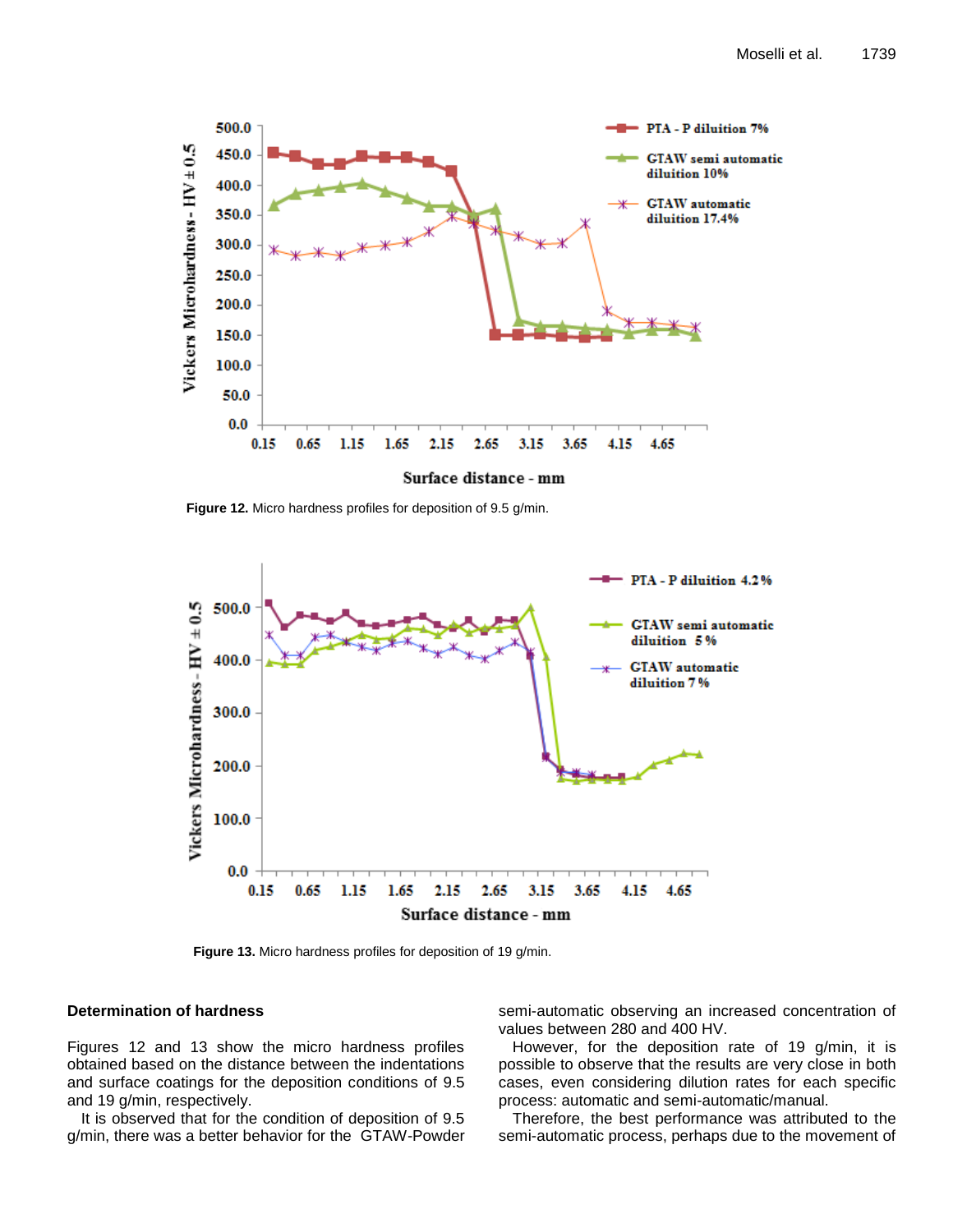Figure 12. Micro hardness profiles for deposition of 9.5 g/min.

Figure 13. Micro hardness profiles for deposition of 19 g/min.

### Determination of hardness

Figures 12 and 13 show the micro hardness profiles obtained based on the distance between the indentations and surface coatings for the deposition conditions of 9.5 and 19 g/min, respectively.

It is observed that for the condition of deposition of 9.5 g/min, there was a better behavior for the GTAW-Powder semi-automatic observing an increased concentration of values between 280 and 400 HV.

However, for the deposition rate of 19 g/min, it is possible to observe that the results are very close in both cases, even considering dilution rates for each specific process: automatic and semi-automatic/manual.

Therefore, the best performance was attributed to the semi-automatic process, perhaps due to the movement of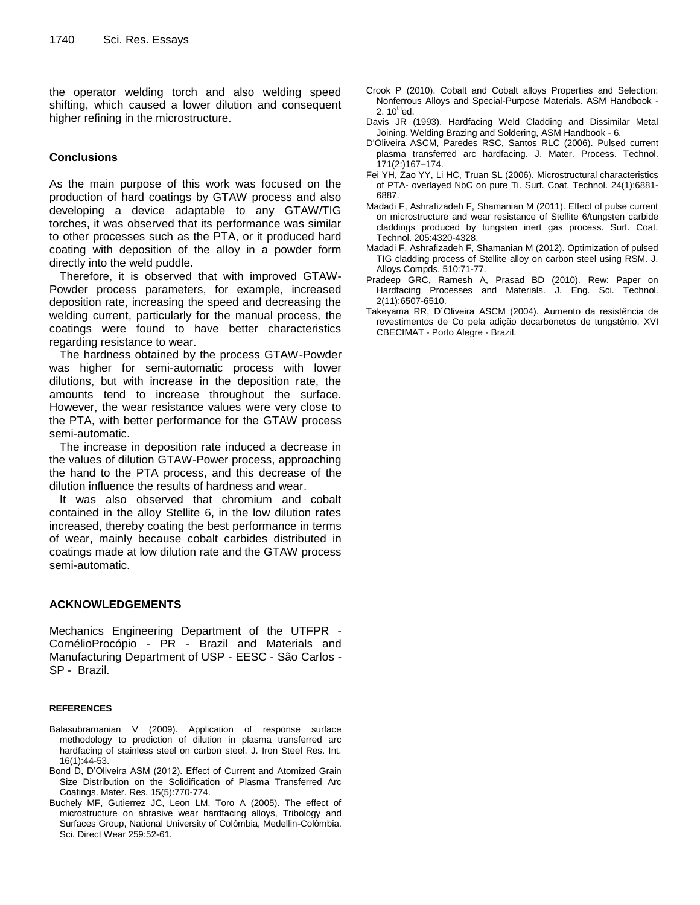the operator welding torch and also welding speed shifting, which caused a lower dilution and consequent higher refining in the microstructure.

## Conclusions

As the main purpose of this work was focused on the production of hard coatings by GTAW process and also developing a device adaptable to any GTAW/TIG torches, it was observed that its performance was similar to other processes such as the PTA, or it produced hard coating with deposition of the alloy in a powder form directly into the weld puddle.

Therefore, it is observed that with improved GTAW-Powder process parameters, for example, increased deposition rate, increasing the speed and decreasing the welding current, particularly for the manual process, the coatings were found to have better characteristics regarding resistance to wear.

The hardness obtained by the process GTAW-Powder was higher for semi-automatic process with lower dilutions, but with increase in the deposition rate, the amounts tend to increase throughout the surface. However, the wear resistance values were very close to the PTA, with better performance for the GTAW process semi-automatic.

The increase in deposition rate induced a decrease in the values of dilution GTAW-Power process, approaching the hand to the PTA process, and this decrease of the dilution influence the results of hardness and wear.

It was also observed that chromium and cobalt contained in the alloy Stellite 6, in the low dilution rates increased, thereby coating the best performance in terms of wear, mainly because cobalt carbides distributed in coatings made at low dilution rate and the GTAW process semi-automatic.

## ACKNOWLEDGEMENTS

Mechanics Engineering Department of the UTFPR - CornélioProcópio - PR - Brazil and Materials and Manufacturing Department of USP - EESC - São Carlos - SP - Brazil.

## REFERENCES

Balasubrarnanian V (2009). Application of response surface methodology to prediction of dilution in plasma transferred arc hardfacing of stainless steel on carbon steel. J. Iron Steel Res. Int. 16(1):44-53.

Bond D, D'Oliveira ASM (2012). Effect of Current and Atomized Grain Size Distribution on the Solidification of Plasma Transferred Arc Coatings. Mater. Res. 15(5):770-774.

Buchely MF, Gutierrez JC, Leon LM, Toro A (2005). The effect of microstructure on abrasive wear hardfacing alloys, Tribology and Surfaces Group, National University of Colômbia, Medellin-Colômbia. Sci. Direct Wear 259:52-61.

Crook P (2010). Cobalt and Cobalt alloys Properties and Selection: Nonferrous Alloys and Special-Purpose Materials. ASM Handbook - 2. 10th ed.

Davis JR (1993). Hardfacing Weld Cladding and Dissimilar Metal Joining. Welding Brazing and Soldering, ASM Handbook - 6.

D'Oliveira ASCM, Paredes RSC, Santos RLC (2006). Pulsed current plasma transferred arc hardfacing. J. Mater. Process. Technol. 171(2:)167–174.

Fei YH, Zao YY, Li HC, Truan SL (2006). Microstructural characteristics of PTA- overlayed NbC on pure Ti. Surf. Coat. Technol. 24(1):6881-6887.

Madadi F, Ashrafizadeh F, Shamanian M (2011). Effect of pulse current on microstructure and wear resistance of Stellite 6/tungsten carbide claddings produced by tungsten inert gas process. Surf. Coat. Technol. 205:4320-4328.

Madadi F, Ashrafizadeh F, Shamanian M (2012). Optimization of pulsed TIG cladding process of Stellite alloy on carbon steel using RSM. J. Alloys Compds. 510:71-77.

Pradeep GRC, Ramesh A, Prasad BD (2010). Rew: Paper on Hardfacing Processes and Materials. J. Eng. Sci. Technol. 2(11):6507-6510.

Takeyama RR, D´Oliveira ASCM (2004). Aumento da resistência de revestimentos de Co pela adição decarbonetos de tungstênio. XVI CBECIMAT - Porto Alegre - Brazil.